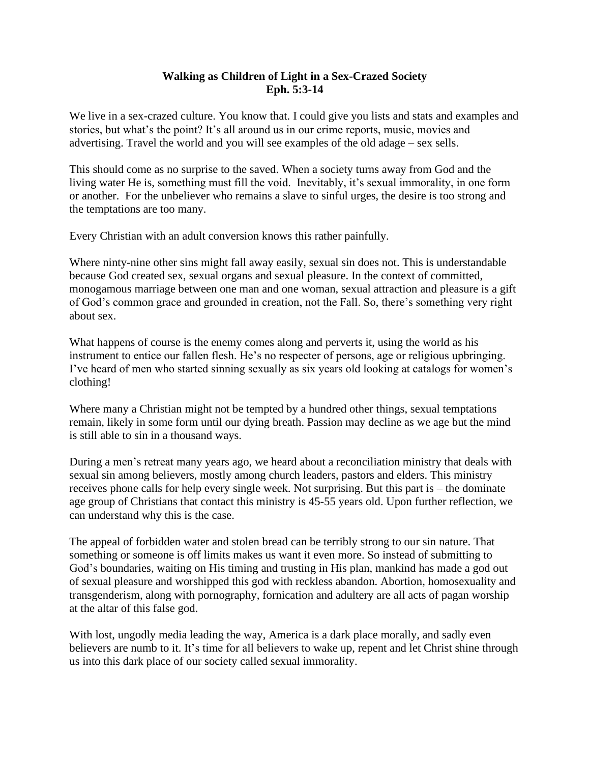**Walking as Children of Light in a Sex-Crazed Society**
**Eph. 5:3-14**

We live in a sex-crazed culture. You know that. I could give you lists and stats and examples and stories, but what's the point? It's all around us in our crime reports, music, movies and advertising. Travel the world and you will see examples of the old adage – sex sells.

This should come as no surprise to the saved. When a society turns away from God and the living water He is, something must fill the void. Inevitably, it's sexual immorality, in one form or another. For the unbeliever who remains a slave to sinful urges, the desire is too strong and the temptations are too many.

Every Christian with an adult conversion knows this rather painfully.

Where ninty-nine other sins might fall away easily, sexual sin does not. This is understandable because God created sex, sexual organs and sexual pleasure. In the context of committed, monogamous marriage between one man and one woman, sexual attraction and pleasure is a gift of God's common grace and grounded in creation, not the Fall. So, there's something very right about sex.

What happens of course is the enemy comes along and perverts it, using the world as his instrument to entice our fallen flesh. He's no respecter of persons, age or religious upbringing. I've heard of men who started sinning sexually as six years old looking at catalogs for women's clothing!

Where many a Christian might not be tempted by a hundred other things, sexual temptations remain, likely in some form until our dying breath. Passion may decline as we age but the mind is still able to sin in a thousand ways.

During a men's retreat many years ago, we heard about a reconciliation ministry that deals with sexual sin among believers, mostly among church leaders, pastors and elders. This ministry receives phone calls for help every single week. Not surprising. But this part is – the dominate age group of Christians that contact this ministry is 45-55 years old. Upon further reflection, we can understand why this is the case.

The appeal of forbidden water and stolen bread can be terribly strong to our sin nature. That something or someone is off limits makes us want it even more. So instead of submitting to God's boundaries, waiting on His timing and trusting in His plan, mankind has made a god out of sexual pleasure and worshipped this god with reckless abandon. Abortion, homosexuality and transgenderism, along with pornography, fornication and adultery are all acts of pagan worship at the altar of this false god.

With lost, ungodly media leading the way, America is a dark place morally, and sadly even believers are numb to it. It's time for all believers to wake up, repent and let Christ shine through us into this dark place of our society called sexual immorality.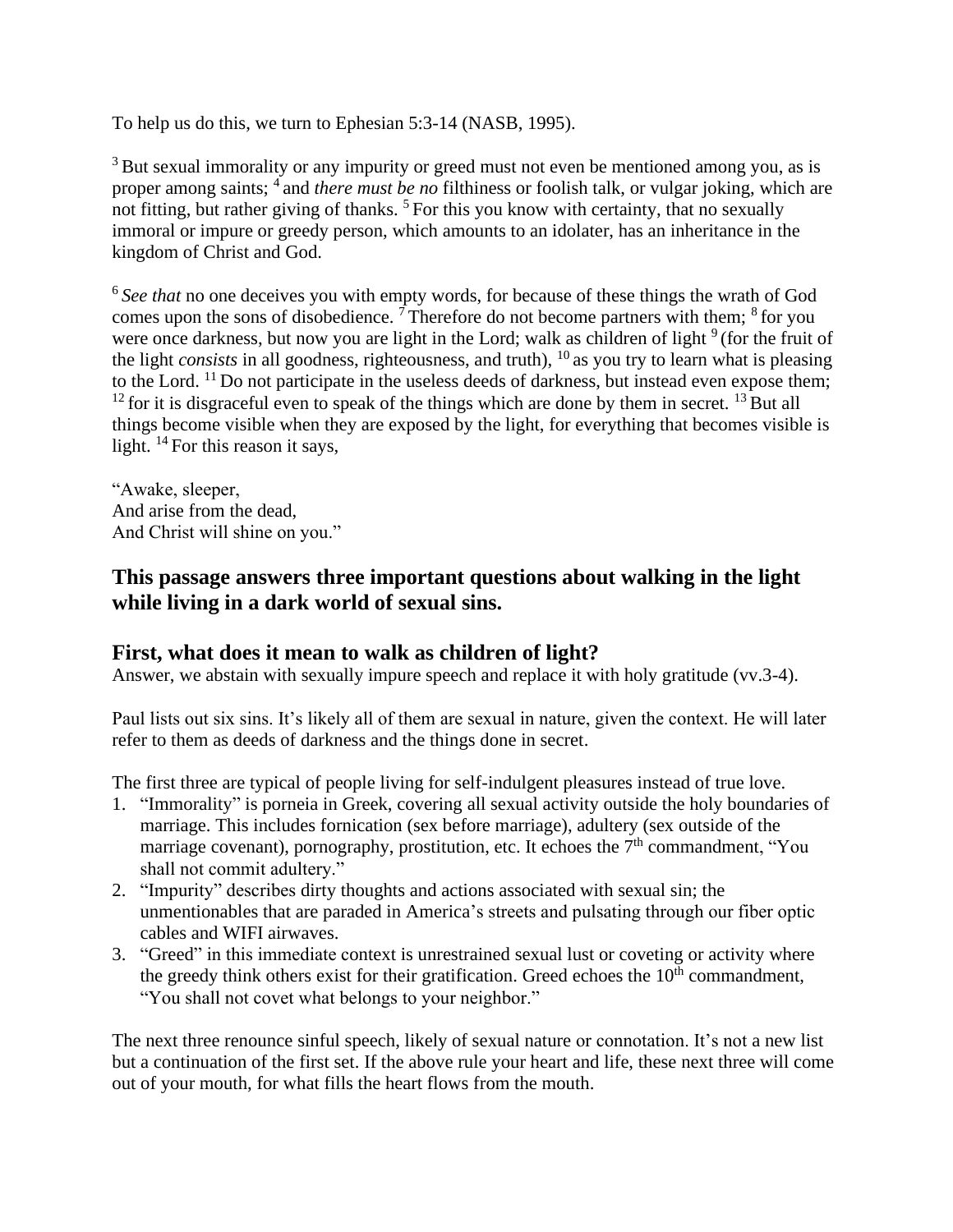To help us do this, we turn to Ephesian 5:3-14 (NASB, 1995).

[3] But sexual immorality or any impurity or greed must not even be mentioned among you, as is proper among saints; [4] and *there must be no* filthiness or foolish talk, or vulgar joking, which are not fitting, but rather giving of thanks. [5] For this you know with certainty, that no sexually immoral or impure or greedy person, which amounts to an idolater, has an inheritance in the kingdom of Christ and God.

[6] *See that* no one deceives you with empty words, for because of these things the wrath of God comes upon the sons of disobedience. [7] Therefore do not become partners with them; [8] for you were once darkness, but now you are light in the Lord; walk as children of light [9] (for the fruit of the light *consists* in all goodness, righteousness, and truth), [10] as you try to learn what is pleasing to the Lord. [11] Do not participate in the useless deeds of darkness, but instead even expose them; [12] for it is disgraceful even to speak of the things which are done by them in secret. [13] But all things become visible when they are exposed by the light, for everything that becomes visible is light. [14] For this reason it says,

"Awake, sleeper,
And arise from the dead,
And Christ will shine on you."

## This passage answers three important questions about walking in the light while living in a dark world of sexual sins.

### First, what does it mean to walk as children of light?

Answer, we abstain with sexually impure speech and replace it with holy gratitude (vv.3-4).

Paul lists out six sins. It's likely all of them are sexual in nature, given the context. He will later refer to them as deeds of darkness and the things done in secret.

The first three are typical of people living for self-indulgent pleasures instead of true love.

1. "Immorality" is porneia in Greek, covering all sexual activity outside the holy boundaries of marriage. This includes fornication (sex before marriage), adultery (sex outside of the marriage covenant), pornography, prostitution, etc. It echoes the 7th commandment, "You shall not commit adultery."
2. "Impurity" describes dirty thoughts and actions associated with sexual sin; the unmentionables that are paraded in America's streets and pulsating through our fiber optic cables and WIFI airwaves.
3. "Greed" in this immediate context is unrestrained sexual lust or coveting or activity where the greedy think others exist for their gratification. Greed echoes the 10th commandment, "You shall not covet what belongs to your neighbor."

The next three renounce sinful speech, likely of sexual nature or connotation. It's not a new list but a continuation of the first set. If the above rule your heart and life, these next three will come out of your mouth, for what fills the heart flows from the mouth.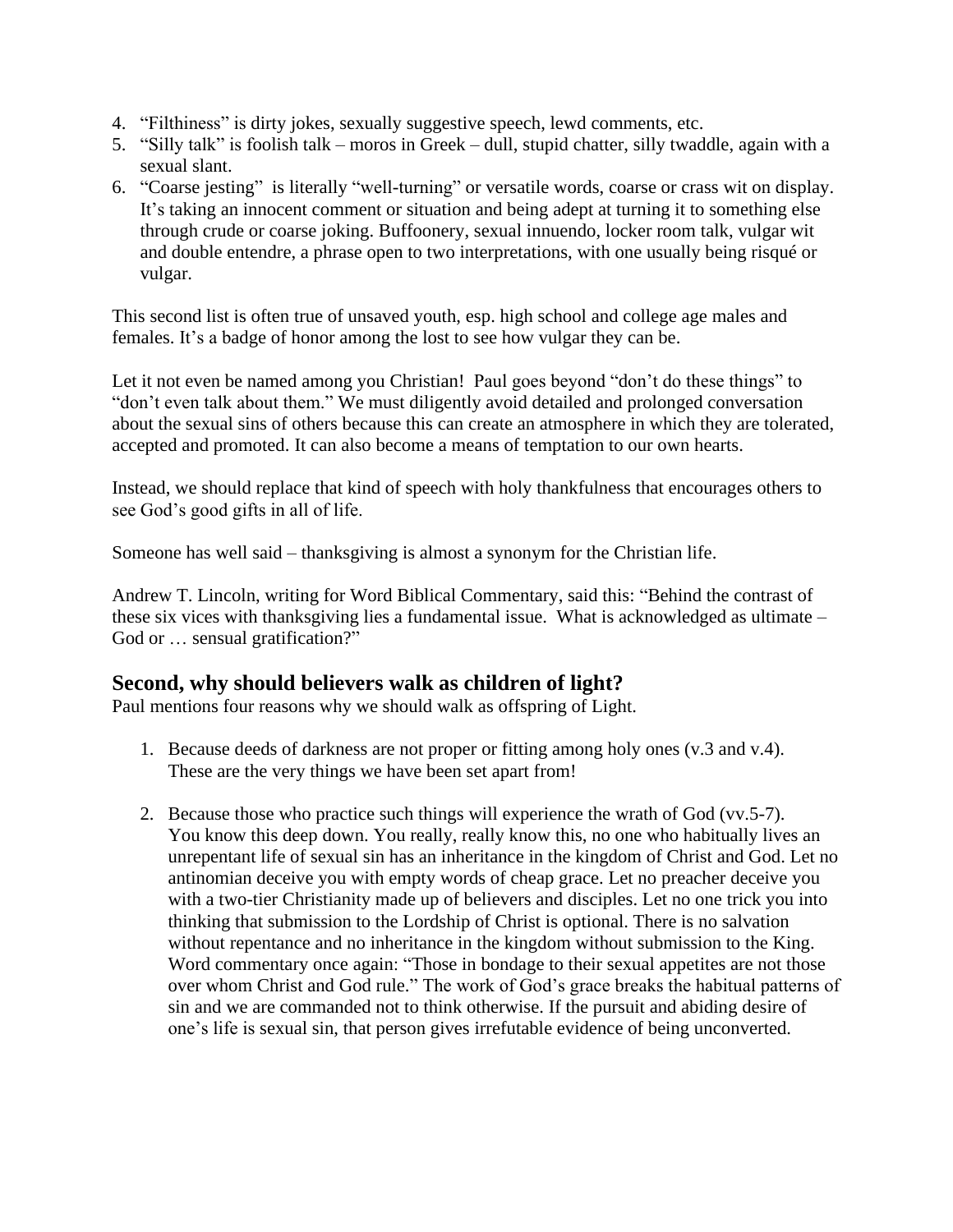4. “Filthiness” is dirty jokes, sexually suggestive speech, lewd comments, etc.
5. “Silly talk” is foolish talk – moros in Greek – dull, stupid chatter, silly twaddle, again with a sexual slant.
6. “Coarse jesting” is literally “well-turning” or versatile words, coarse or crass wit on display. It’s taking an innocent comment or situation and being adept at turning it to something else through crude or coarse joking. Buffoonery, sexual innuendo, locker room talk, vulgar wit and double entendre, a phrase open to two interpretations, with one usually being risqué or vulgar.

This second list is often true of unsaved youth, esp. high school and college age males and females. It’s a badge of honor among the lost to see how vulgar they can be.

Let it not even be named among you Christian! Paul goes beyond “don’t do these things” to “don’t even talk about them.” We must diligently avoid detailed and prolonged conversation about the sexual sins of others because this can create an atmosphere in which they are tolerated, accepted and promoted. It can also become a means of temptation to our own hearts.

Instead, we should replace that kind of speech with holy thankfulness that encourages others to see God’s good gifts in all of life.

Someone has well said – thanksgiving is almost a synonym for the Christian life.

Andrew T. Lincoln, writing for Word Biblical Commentary, said this: “Behind the contrast of these six vices with thanksgiving lies a fundamental issue. What is acknowledged as ultimate – God or … sensual gratification?”

## Second, why should believers walk as children of light?

Paul mentions four reasons why we should walk as offspring of Light.

1. Because deeds of darkness are not proper or fitting among holy ones (v.3 and v.4). These are the very things we have been set apart from!

2. Because those who practice such things will experience the wrath of God (vv.5-7). You know this deep down. You really, really know this, no one who habitually lives an unrepentant life of sexual sin has an inheritance in the kingdom of Christ and God. Let no antinomian deceive you with empty words of cheap grace. Let no preacher deceive you with a two-tier Christianity made up of believers and disciples. Let no one trick you into thinking that submission to the Lordship of Christ is optional. There is no salvation without repentance and no inheritance in the kingdom without submission to the King. Word commentary once again: “Those in bondage to their sexual appetites are not those over whom Christ and God rule.” The work of God’s grace breaks the habitual patterns of sin and we are commanded not to think otherwise. If the pursuit and abiding desire of one’s life is sexual sin, that person gives irrefutable evidence of being unconverted.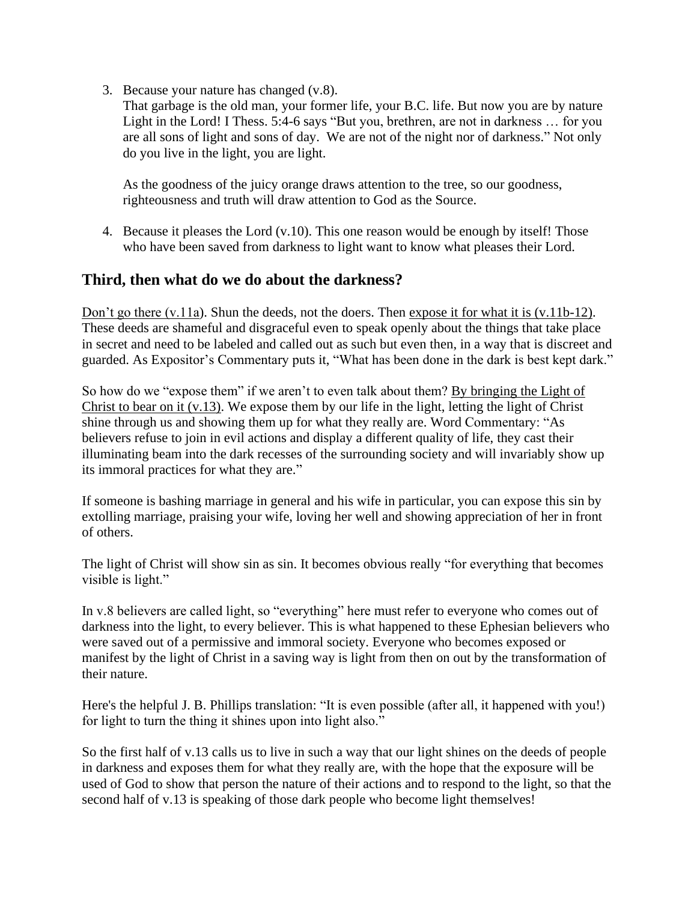3. Because your nature has changed (v.8).
   That garbage is the old man, your former life, your B.C. life. But now you are by nature Light in the Lord! I Thess. 5:4-6 says "But you, brethren, are not in darkness … for you are all sons of light and sons of day.  We are not of the night nor of darkness." Not only do you live in the light, you are light.

   As the goodness of the juicy orange draws attention to the tree, so our goodness, righteousness and truth will draw attention to God as the Source.

4. Because it pleases the Lord (v.10). This one reason would be enough by itself! Those who have been saved from darkness to light want to know what pleases their Lord.

## Third, then what do we do about the darkness?

<u>Don't go there (v.11a)</u>. Shun the deeds, not the doers. Then <u>expose it for what it is (v.11b-12)</u>. These deeds are shameful and disgraceful even to speak openly about the things that take place in secret and need to be labeled and called out as such but even then, in a way that is discreet and guarded. As Expositor's Commentary puts it, "What has been done in the dark is best kept dark."

So how do we "expose them" if we aren't to even talk about them? <u>By bringing the Light of Christ to bear on it (v.13)</u>. We expose them by our life in the light, letting the light of Christ shine through us and showing them up for what they really are. Word Commentary: "As believers refuse to join in evil actions and display a different quality of life, they cast their illuminating beam into the dark recesses of the surrounding society and will invariably show up its immoral practices for what they are."

If someone is bashing marriage in general and his wife in particular, you can expose this sin by extolling marriage, praising your wife, loving her well and showing appreciation of her in front of others.

The light of Christ will show sin as sin. It becomes obvious really "for everything that becomes visible is light."

In v.8 believers are called light, so "everything" here must refer to everyone who comes out of darkness into the light, to every believer. This is what happened to these Ephesian believers who were saved out of a permissive and immoral society. Everyone who becomes exposed or manifest by the light of Christ in a saving way is light from then on out by the transformation of their nature.

Here's the helpful J. B. Phillips translation: "It is even possible (after all, it happened with you!) for light to turn the thing it shines upon into light also."

So the first half of v.13 calls us to live in such a way that our light shines on the deeds of people in darkness and exposes them for what they really are, with the hope that the exposure will be used of God to show that person the nature of their actions and to respond to the light, so that the second half of v.13 is speaking of those dark people who become light themselves!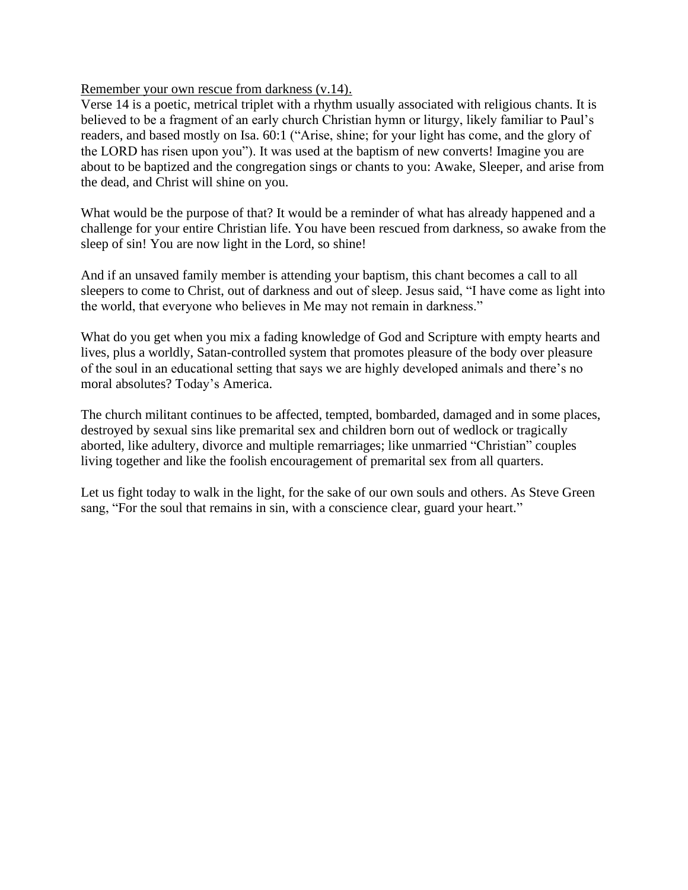<u>Remember your own rescue from darkness (v.14).</u>
Verse 14 is a poetic, metrical triplet with a rhythm usually associated with religious chants. It is believed to be a fragment of an early church Christian hymn or liturgy, likely familiar to Paul's readers, and based mostly on Isa. 60:1 ("Arise, shine; for your light has come, and the glory of the LORD has risen upon you"). It was used at the baptism of new converts! Imagine you are about to be baptized and the congregation sings or chants to you: Awake, Sleeper, and arise from the dead, and Christ will shine on you.

What would be the purpose of that? It would be a reminder of what has already happened and a challenge for your entire Christian life. You have been rescued from darkness, so awake from the sleep of sin! You are now light in the Lord, so shine!

And if an unsaved family member is attending your baptism, this chant becomes a call to all sleepers to come to Christ, out of darkness and out of sleep. Jesus said, "I have come as light into the world, that everyone who believes in Me may not remain in darkness."

What do you get when you mix a fading knowledge of God and Scripture with empty hearts and lives, plus a worldly, Satan-controlled system that promotes pleasure of the body over pleasure of the soul in an educational setting that says we are highly developed animals and there's no moral absolutes? Today's America.

The church militant continues to be affected, tempted, bombarded, damaged and in some places, destroyed by sexual sins like premarital sex and children born out of wedlock or tragically aborted, like adultery, divorce and multiple remarriages; like unmarried "Christian" couples living together and like the foolish encouragement of premarital sex from all quarters.

Let us fight today to walk in the light, for the sake of our own souls and others. As Steve Green sang, "For the soul that remains in sin, with a conscience clear, guard your heart."